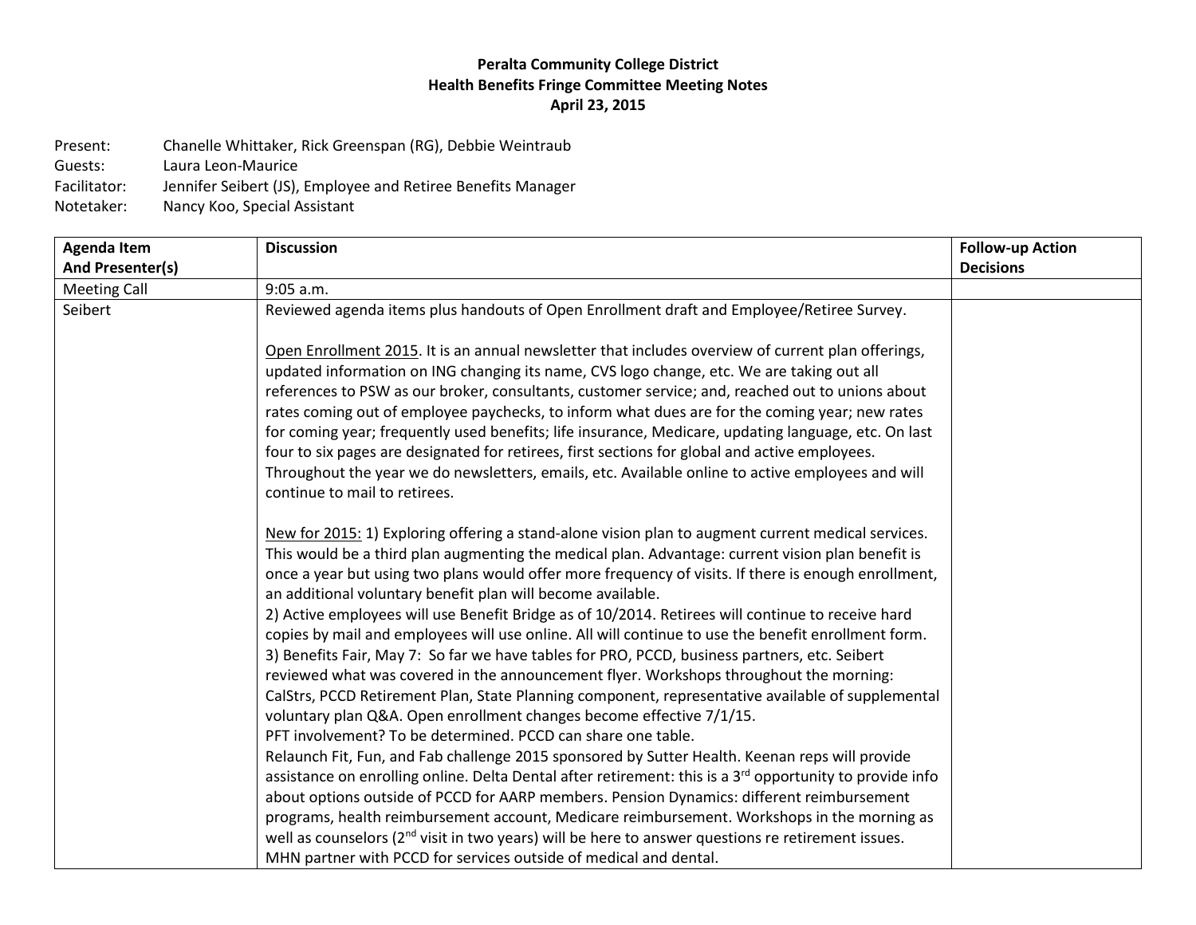**Peralta Community College District**
**Health Benefits Fringe Committee Meeting Notes**
**April 23, 2015**

Present: Chanelle Whittaker, Rick Greenspan (RG), Debbie Weintraub
Guests: Laura Leon-Maurice
Facilitator: Jennifer Seibert (JS), Employee and Retiree Benefits Manager
Notetaker: Nancy Koo, Special Assistant

| Agenda Item And Presenter(s) | Discussion | Follow-up Action Decisions |
| --- | --- | --- |
| Meeting Call | 9:05 a.m. | |
| Seibert | Reviewed agenda items plus handouts of Open Enrollment draft and Employee/Retiree Survey.<br><br>Open Enrollment 2015. It is an annual newsletter that includes overview of current plan offerings, updated information on ING changing its name, CVS logo change, etc. We are taking out all references to PSW as our broker, consultants, customer service; and, reached out to unions about rates coming out of employee paychecks, to inform what dues are for the coming year; new rates for coming year; frequently used benefits; life insurance, Medicare, updating language, etc. On last four to six pages are designated for retirees, first sections for global and active employees. Throughout the year we do newsletters, emails, etc. Available online to active employees and will continue to mail to retirees.<br><br>New for 2015: 1) Exploring offering a stand-alone vision plan to augment current medical services. This would be a third plan augmenting the medical plan. Advantage: current vision plan benefit is once a year but using two plans would offer more frequency of visits. If there is enough enrollment, an additional voluntary benefit plan will become available.<br>2) Active employees will use Benefit Bridge as of 10/2014. Retirees will continue to receive hard copies by mail and employees will use online. All will continue to use the benefit enrollment form.<br>3) Benefits Fair, May 7: So far we have tables for PRO, PCCD, business partners, etc. Seibert reviewed what was covered in the announcement flyer. Workshops throughout the morning: CalStrs, PCCD Retirement Plan, State Planning component, representative available of supplemental voluntary plan Q&A. Open enrollment changes become effective 7/1/15.<br>PFT involvement? To be determined. PCCD can share one table.<br>Relaunch Fit, Fun, and Fab challenge 2015 sponsored by Sutter Health. Keenan reps will provide assistance on enrolling online. Delta Dental after retirement: this is a 3rd opportunity to provide info about options outside of PCCD for AARP members. Pension Dynamics: different reimbursement programs, health reimbursement account, Medicare reimbursement. Workshops in the morning as well as counselors (2nd visit in two years) will be here to answer questions re retirement issues.<br>MHN partner with PCCD for services outside of medical and dental. | |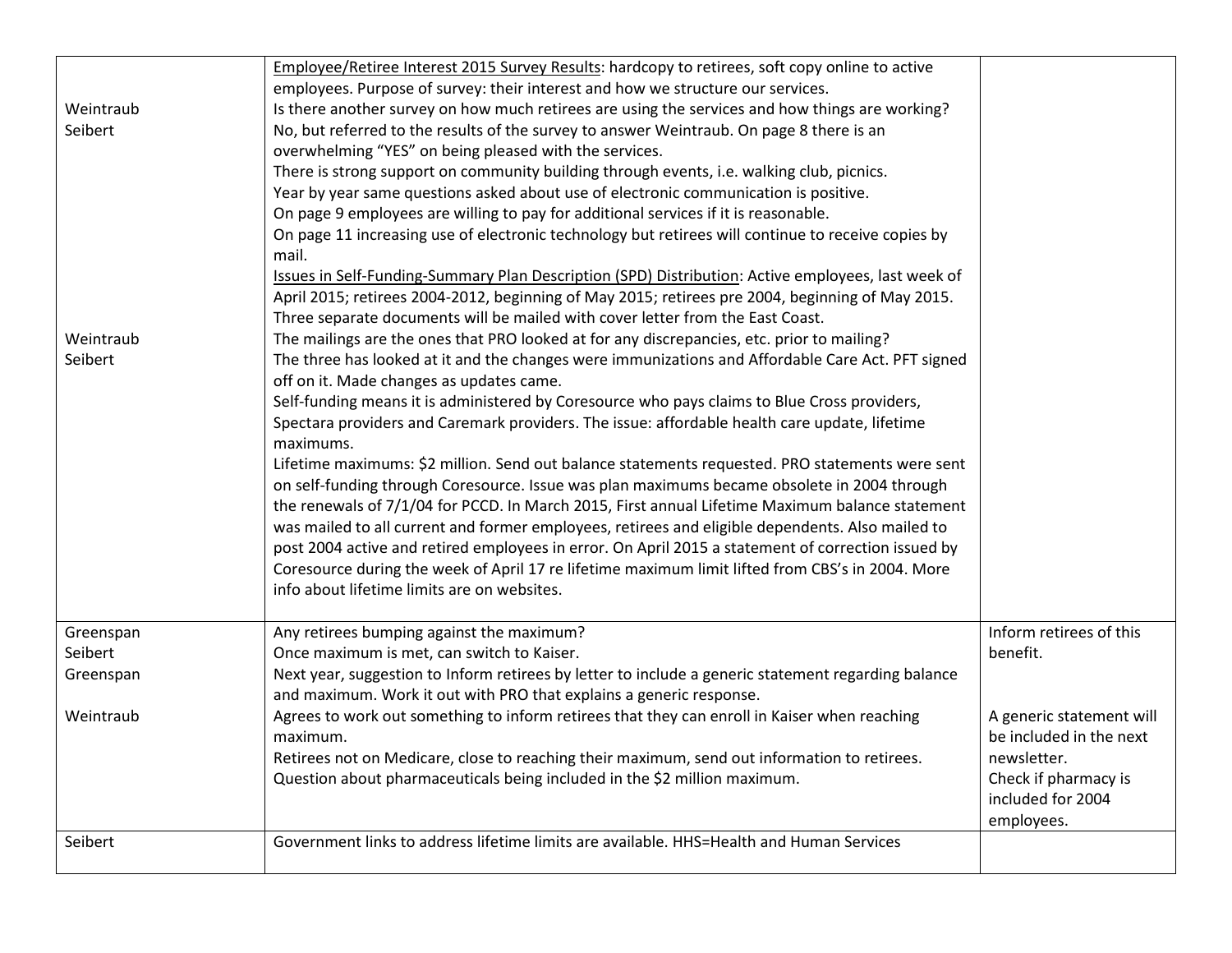| | | |
|---|---|---|
| Weintraub<br>Seibert | Employee/Retiree Interest 2015 Survey Results: hardcopy to retirees, soft copy online to active employees. Purpose of survey: their interest and how we structure our services.<br>Is there another survey on how much retirees are using the services and how things are working?<br>No, but referred to the results of the survey to answer Weintraub. On page 8 there is an overwhelming "YES" on being pleased with the services.<br>There is strong support on community building through events, i.e. walking club, picnics.<br>Year by year same questions asked about use of electronic communication is positive.<br>On page 9 employees are willing to pay for additional services if it is reasonable.<br>On page 11 increasing use of electronic technology but retirees will continue to receive copies by mail. | |
| Weintraub<br>Seibert | Issues in Self-Funding-Summary Plan Description (SPD) Distribution: Active employees, last week of April 2015; retirees 2004-2012, beginning of May 2015; retirees pre 2004, beginning of May 2015. Three separate documents will be mailed with cover letter from the East Coast.<br>The mailings are the ones that PRO looked at for any discrepancies, etc. prior to mailing?<br>The three has looked at it and the changes were immunizations and Affordable Care Act. PFT signed off on it. Made changes as updates came.<br>Self-funding means it is administered by Coresource who pays claims to Blue Cross providers, Spectara providers and Caremark providers. The issue: affordable health care update, lifetime maximums.<br>Lifetime maximums: $2 million. Send out balance statements requested. PRO statements were sent on self-funding through Coresource. Issue was plan maximums became obsolete in 2004 through the renewals of 7/1/04 for PCCD. In March 2015, First annual Lifetime Maximum balance statement was mailed to all current and former employees, retirees and eligible dependents. Also mailed to post 2004 active and retired employees in error. On April 2015 a statement of correction issued by Coresource during the week of April 17 re lifetime maximum limit lifted from CBS's in 2004. More info about lifetime limits are on websites. | |
| Greenspan<br>Seibert<br>Greenspan<br><br>Weintraub | Any retirees bumping against the maximum?<br>Once maximum is met, can switch to Kaiser.<br>Next year, suggestion to Inform retirees by letter to include a generic statement regarding balance and maximum. Work it out with PRO that explains a generic response.<br>Agrees to work out something to inform retirees that they can enroll in Kaiser when reaching maximum.<br>Retirees not on Medicare, close to reaching their maximum, send out information to retirees.<br>Question about pharmaceuticals being included in the $2 million maximum. | Inform retirees of this benefit.<br><br>A generic statement will be included in the next newsletter.<br>Check if pharmacy is included for 2004 employees. |
| Seibert | Government links to address lifetime limits are available. HHS=Health and Human Services | |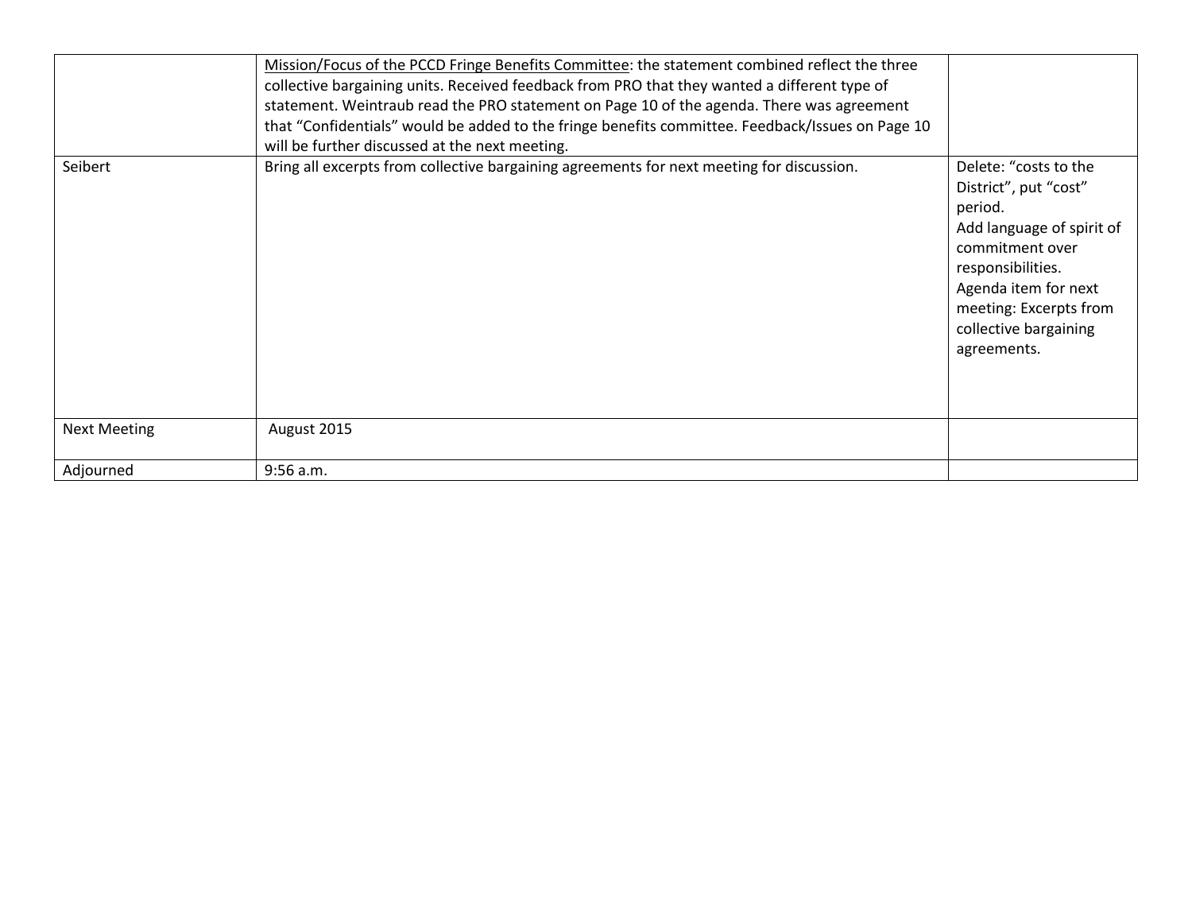| | | |
|---|---|---|
| | Mission/Focus of the PCCD Fringe Benefits Committee: the statement combined reflect the three collective bargaining units. Received feedback from PRO that they wanted a different type of statement. Weintraub read the PRO statement on Page 10 of the agenda. There was agreement that "Confidentials" would be added to the fringe benefits committee. Feedback/Issues on Page 10 will be further discussed at the next meeting. | |
| Seibert | Bring all excerpts from collective bargaining agreements for next meeting for discussion. | Delete: "costs to the District", put "cost" period.<br>Add language of spirit of commitment over responsibilities.<br>Agenda item for next meeting: Excerpts from collective bargaining agreements. |
| Next Meeting | August 2015 | |
| Adjourned | 9:56 a.m. | |